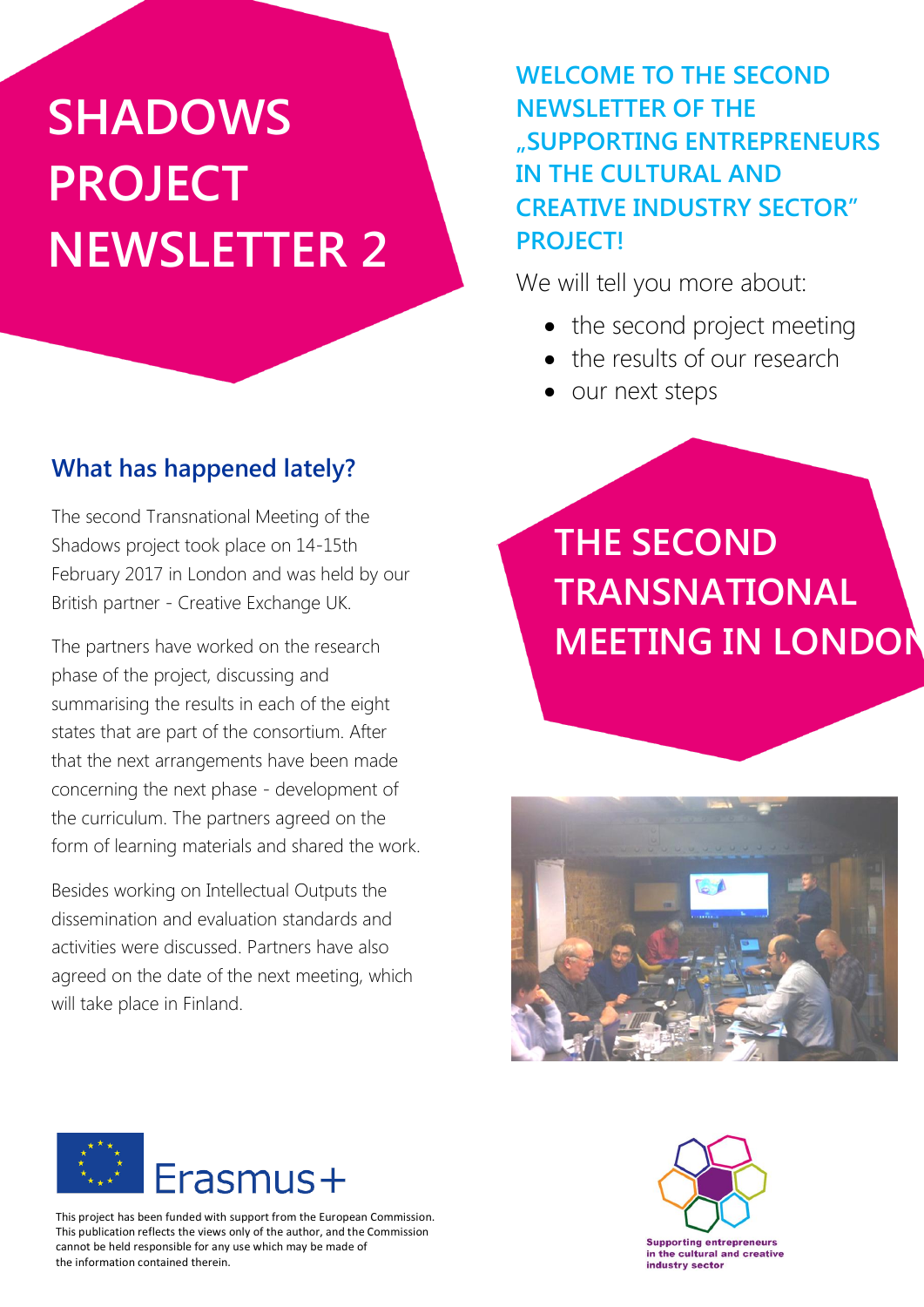# SHADOWS PROJECT NEWSLETTER 2

## WELCOME TO THE SECOND NEWSLETTER OF THE „SUPPORTING ENTREPRENEURS IN THE CULTURAL AND CREATIVE INDUSTRY SECTOR" PROJECT!

We will tell you more about:

- the second project meeting
- the results of our research
- our next steps

## What has happened lately?

The second Transnational Meeting of the Shadows project took place on 14-15th February 2017 in London and was held by our British partner - Creative Exchange UK.

The partners have worked on the research phase of the project, discussing and summarising the results in each of the eight states that are part of the consortium. After that the next arrangements have been made concerning the next phase - development of the curriculum. The partners agreed on the form of learning materials and shared the work.

Besides working on Intellectual Outputs the dissemination and evaluation standards and activities were discussed. Partners have also agreed on the date of the next meeting, which will take place in Finland.

## THE SECOND TRANSNATIONAL MEETING IN LONDON

Erasmus+

This project has been funded with support from the European Commission. This publication reflects the views only of the author, and the Commission cannot be held responsible for any use which may be made of the information contained therein.

Supporting entrepreneurs in the cultural and creative industry sector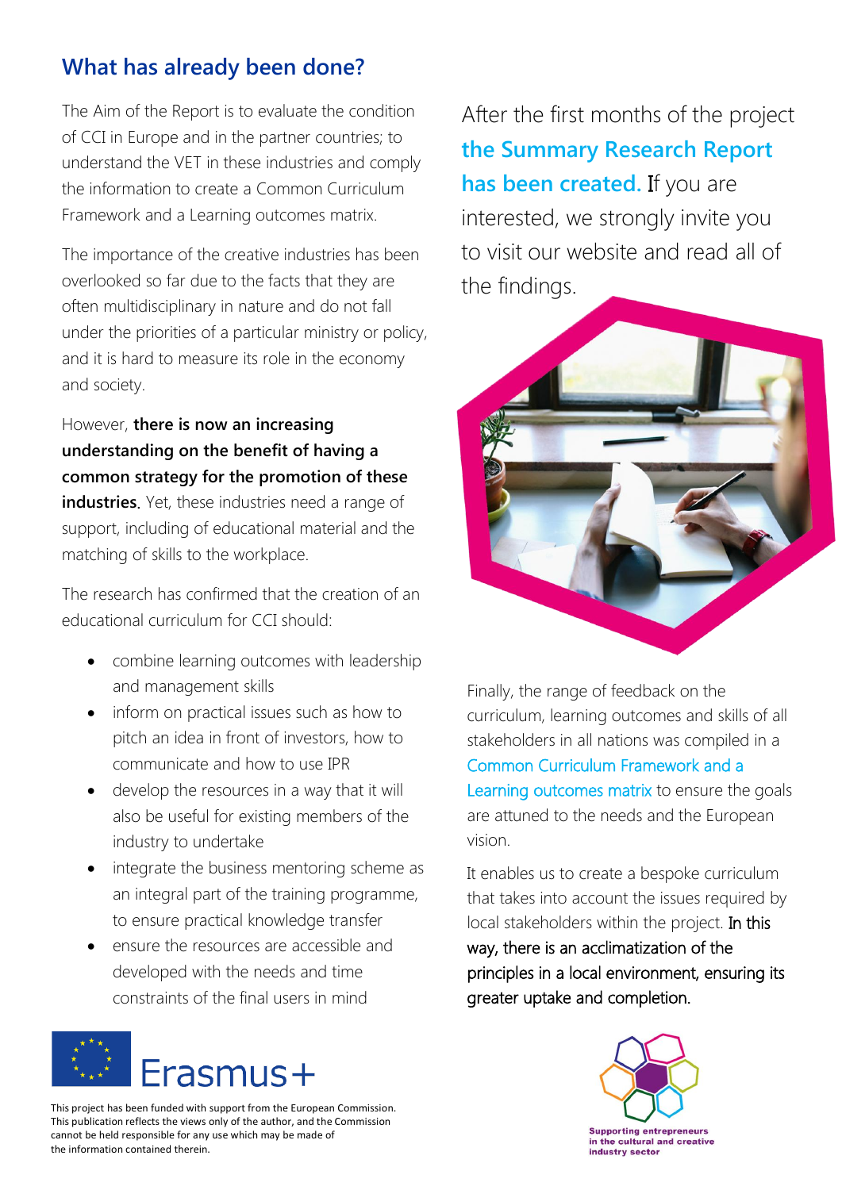## What has already been done?

The Aim of the Report is to evaluate the condition of CCI in Europe and in the partner countries; to understand the VET in these industries and comply the information to create a Common Curriculum Framework and a Learning outcomes matrix.

The importance of the creative industries has been overlooked so far due to the facts that they are often multidisciplinary in nature and do not fall under the priorities of a particular ministry or policy, and it is hard to measure its role in the economy and society.

However, **there is now an increasing understanding on the benefit of having a common strategy for the promotion of these industries**. Yet, these industries need a range of support, including of educational material and the matching of skills to the workplace.

The research has confirmed that the creation of an educational curriculum for CCI should:

- combine learning outcomes with leadership and management skills
- inform on practical issues such as how to pitch an idea in front of investors, how to communicate and how to use IPR
- develop the resources in a way that it will also be useful for existing members of the industry to undertake
- integrate the business mentoring scheme as an integral part of the training programme, to ensure practical knowledge transfer
- ensure the resources are accessible and developed with the needs and time constraints of the final users in mind

After the first months of the project **the Summary Research Report has been created.** If you are interested, we strongly invite you to visit our website and read all of the findings.

Finally, the range of feedback on the curriculum, learning outcomes and skills of all stakeholders in all nations was compiled in a Common Curriculum Framework and a Learning outcomes matrix to ensure the goals are attuned to the needs and the European vision.

It enables us to create a bespoke curriculum that takes into account the issues required by local stakeholders within the project. In this way, there is an acclimatization of the principles in a local environment, ensuring its greater uptake and completion.

Erasmus+

This project has been funded with support from the European Commission. This publication reflects the views only of the author, and the Commission cannot be held responsible for any use which may be made of the information contained therein.

Supporting entrepreneurs in the cultural and creative industry sector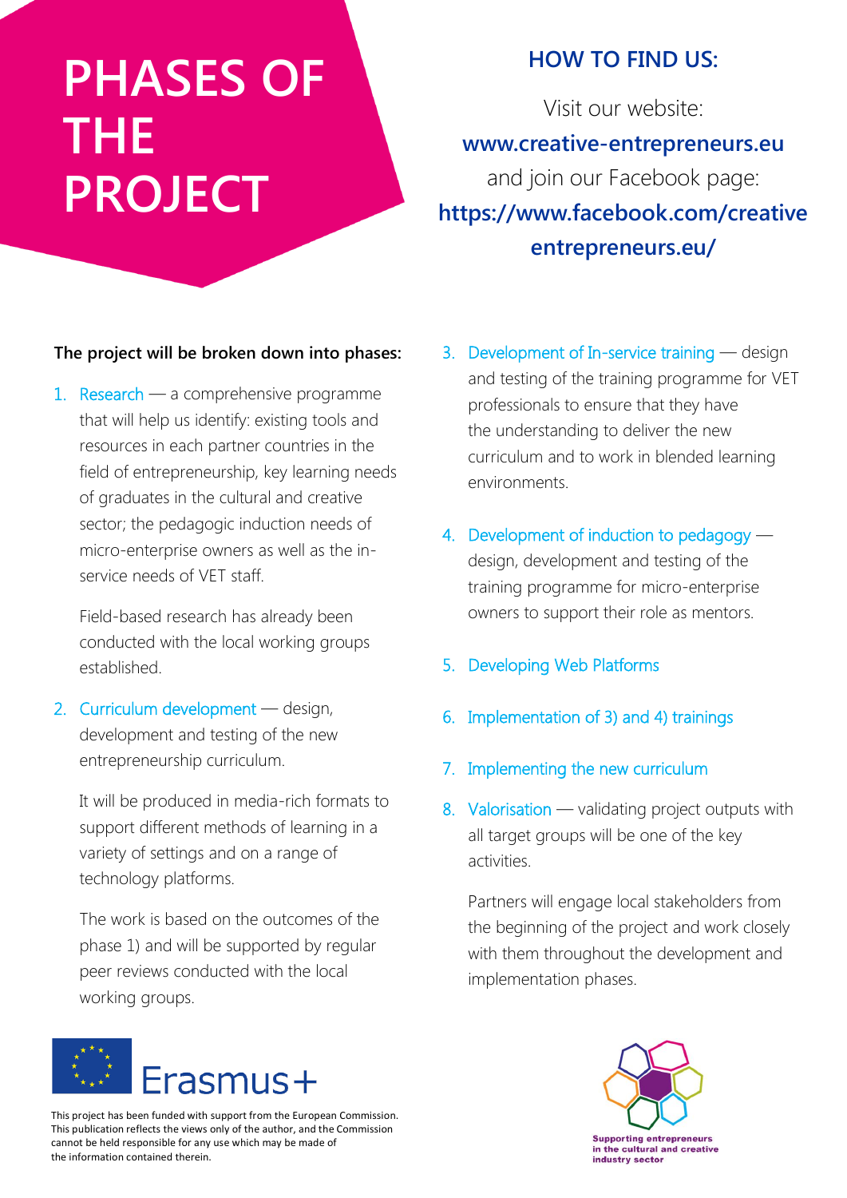# PHASES OF THE PROJECT

## HOW TO FIND US:

Visit our website:

**www.creative-entrepreneurs.eu**

and join our Facebook page:

**https://www.facebook.com/creative entrepreneurs.eu/**

**The project will be broken down into phases:**

1. Research — a comprehensive programme that will help us identify: existing tools and resources in each partner countries in the field of entrepreneurship, key learning needs of graduates in the cultural and creative sector; the pedagogic induction needs of micro-enterprise owners as well as the in-service needs of VET staff.

   Field-based research has already been conducted with the local working groups established.

2. Curriculum development — design, development and testing of the new entrepreneurship curriculum.

   It will be produced in media-rich formats to support different methods of learning in a variety of settings and on a range of technology platforms.

   The work is based on the outcomes of the phase 1) and will be supported by regular peer reviews conducted with the local working groups.

3. Development of In-service training — design and testing of the training programme for VET professionals to ensure that they have the understanding to deliver the new curriculum and to work in blended learning environments.

4. Development of induction to pedagogy — design, development and testing of the training programme for micro-enterprise owners to support their role as mentors.

5. Developing Web Platforms

6. Implementation of 3) and 4) trainings

7. Implementing the new curriculum

8. Valorisation — validating project outputs with all target groups will be one of the key activities.

   Partners will engage local stakeholders from the beginning of the project and work closely with them throughout the development and implementation phases.

Erasmus+

This project has been funded with support from the European Commission. This publication reflects the views only of the author, and the Commission cannot be held responsible for any use which may be made of the information contained therein.

Supporting entrepreneurs in the cultural and creative industry sector